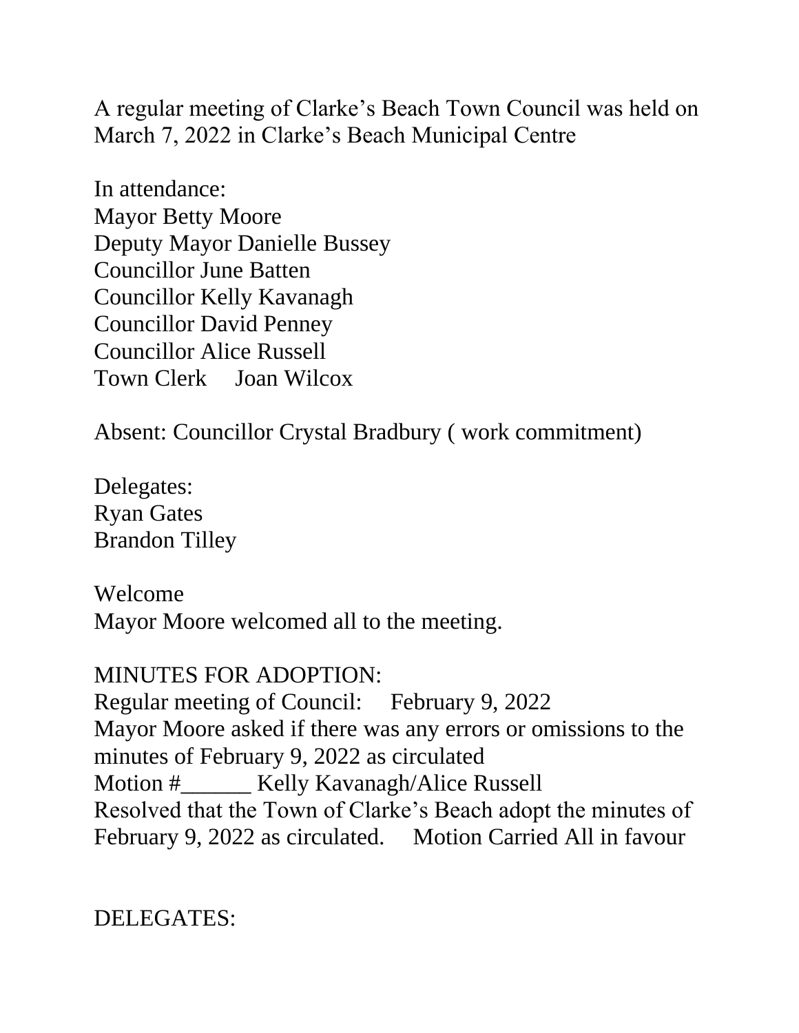A regular meeting of Clarke's Beach Town Council was held on March 7, 2022 in Clarke's Beach Municipal Centre

In attendance:
Mayor Betty Moore
Deputy Mayor Danielle Bussey
Councillor June Batten
Councillor Kelly Kavanagh
Councillor David Penney
Councillor Alice Russell
Town Clerk Joan Wilcox

Absent: Councillor Crystal Bradbury ( work commitment)

Delegates:
Ryan Gates
Brandon Tilley

Welcome
Mayor Moore welcomed all to the meeting.

MINUTES FOR ADOPTION:
Regular meeting of Council: February 9, 2022
Mayor Moore asked if there was any errors or omissions to the minutes of February 9, 2022 as circulated
Motion #______ Kelly Kavanagh/Alice Russell
Resolved that the Town of Clarke's Beach adopt the minutes of February 9, 2022 as circulated. Motion Carried All in favour

DELEGATES: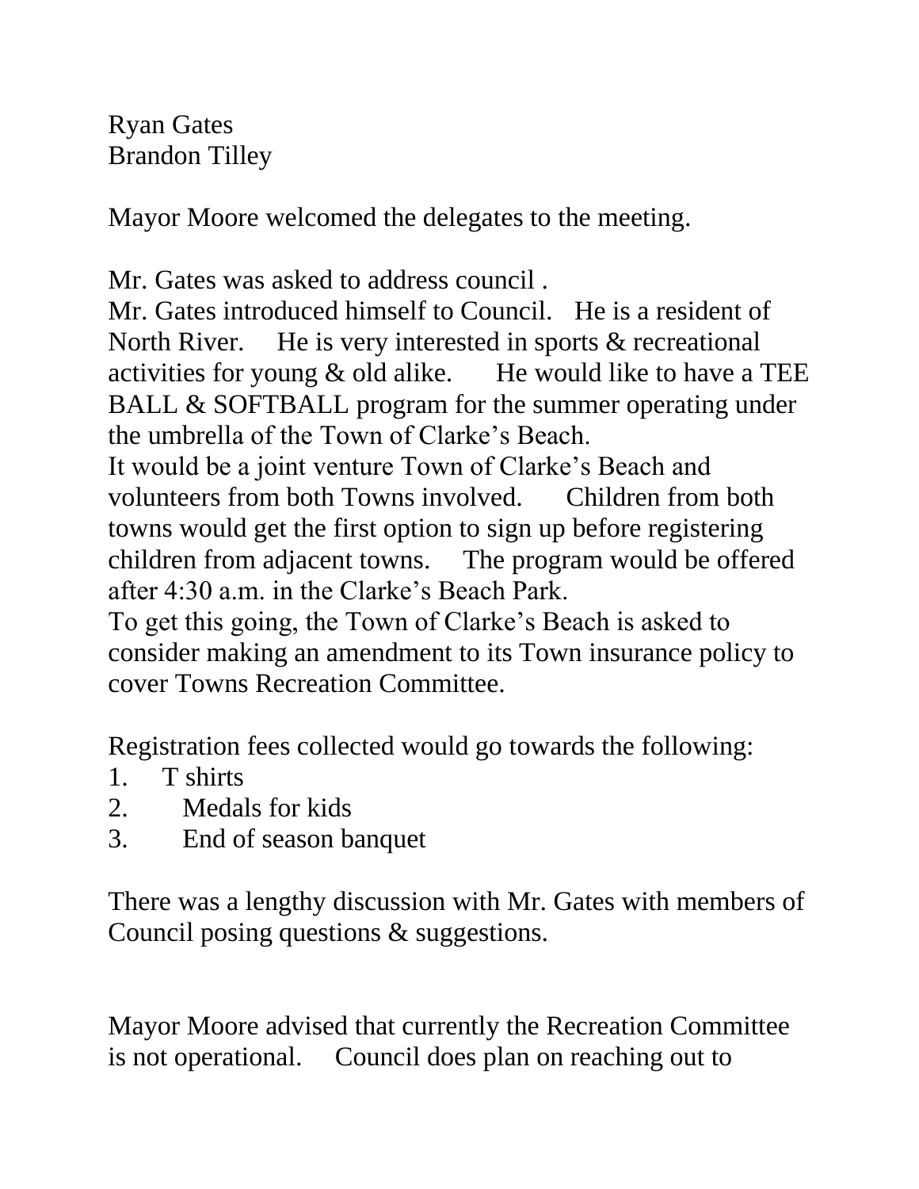Ryan Gates
Brandon Tilley

Mayor Moore welcomed the delegates to the meeting.

Mr. Gates was asked to address council .
Mr. Gates introduced himself to Council. He is a resident of North River. He is very interested in sports & recreational activities for young & old alike. He would like to have a TEE BALL & SOFTBALL program for the summer operating under the umbrella of the Town of Clarke's Beach.
It would be a joint venture Town of Clarke's Beach and volunteers from both Towns involved. Children from both towns would get the first option to sign up before registering children from adjacent towns. The program would be offered after 4:30 a.m. in the Clarke's Beach Park.
To get this going, the Town of Clarke's Beach is asked to consider making an amendment to its Town insurance policy to cover Towns Recreation Committee.

Registration fees collected would go towards the following:

1. T shirts
2. Medals for kids
3. End of season banquet

There was a lengthy discussion with Mr. Gates with members of Council posing questions & suggestions.

Mayor Moore advised that currently the Recreation Committee is not operational. Council does plan on reaching out to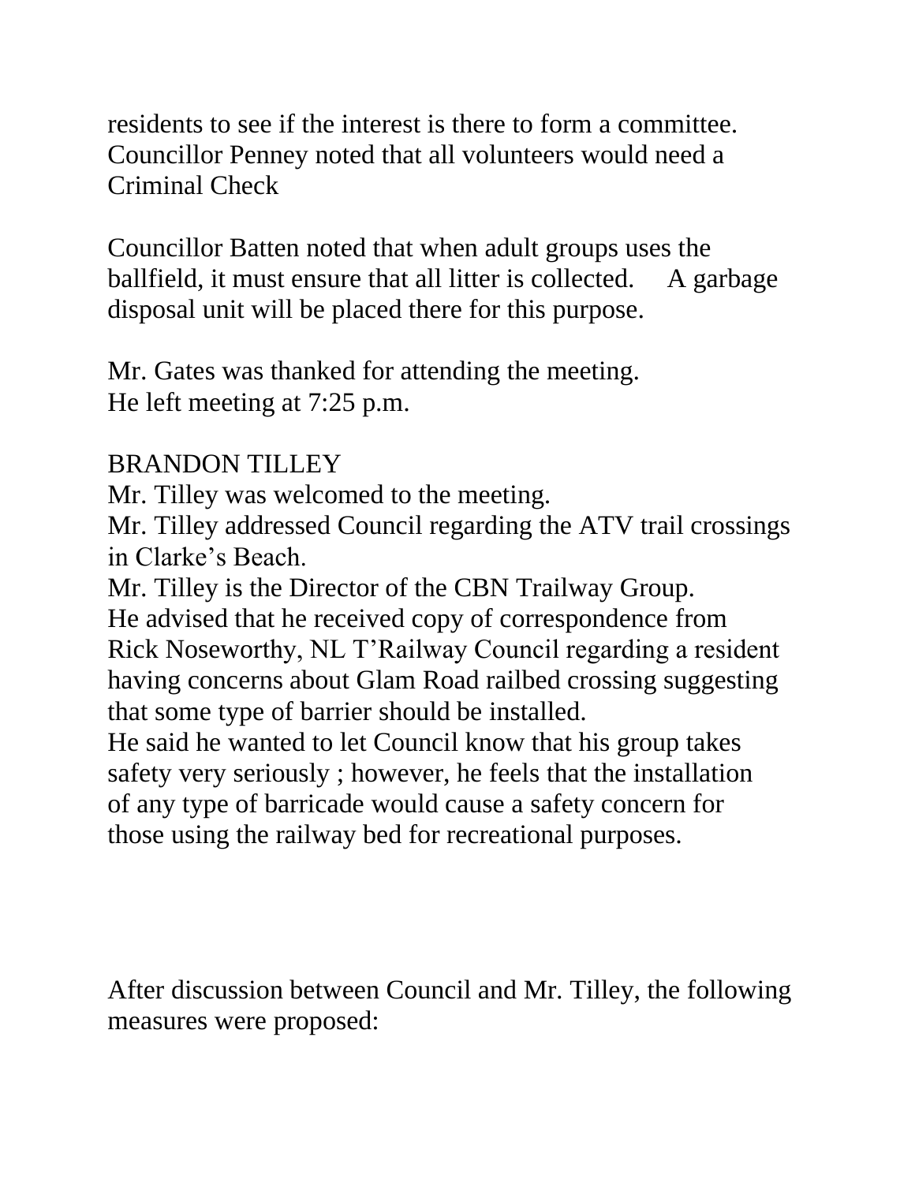residents to see if the interest is there to form a committee. Councillor Penney noted that all volunteers would need a Criminal Check

Councillor Batten noted that when adult groups uses the ballfield, it must ensure that all litter is collected. A garbage disposal unit will be placed there for this purpose.

Mr. Gates was thanked for attending the meeting.
He left meeting at 7:25 p.m.

BRANDON TILLEY

Mr. Tilley was welcomed to the meeting.
Mr. Tilley addressed Council regarding the ATV trail crossings in Clarke's Beach.
Mr. Tilley is the Director of the CBN Trailway Group.
He advised that he received copy of correspondence from Rick Noseworthy, NL T'Railway Council regarding a resident having concerns about Glam Road railbed crossing suggesting that some type of barrier should be installed.
He said he wanted to let Council know that his group takes safety very seriously ; however, he feels that the installation of any type of barricade would cause a safety concern for those using the railway bed for recreational purposes.

After discussion between Council and Mr. Tilley, the following measures were proposed: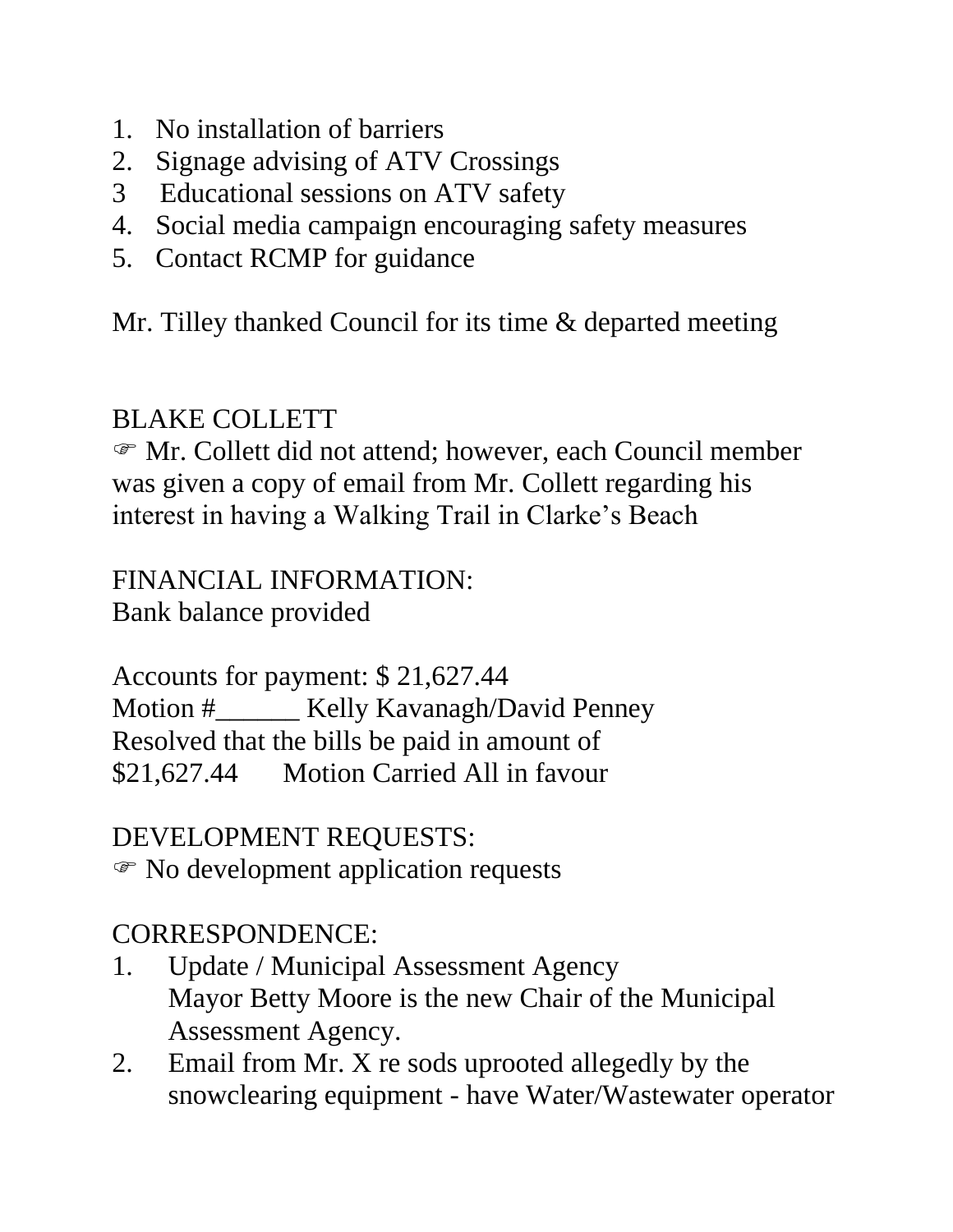1. No installation of barriers
2. Signage advising of ATV Crossings
3 Educational sessions on ATV safety
4. Social media campaign encouraging safety measures
5. Contact RCMP for guidance

Mr. Tilley thanked Council for its time & departed meeting

BLAKE COLLETT

☞ Mr. Collett did not attend; however, each Council member was given a copy of email from Mr. Collett regarding his interest in having a Walking Trail in Clarke's Beach

FINANCIAL INFORMATION:

Bank balance provided

Accounts for payment: $ 21,627.44
Motion #______ Kelly Kavanagh/David Penney
Resolved that the bills be paid in amount of
$21,627.44 Motion Carried All in favour

DEVELOPMENT REQUESTS:

☞ No development application requests

CORRESPONDENCE:

1. Update / Municipal Assessment Agency
   Mayor Betty Moore is the new Chair of the Municipal Assessment Agency.
2. Email from Mr. X re sods uprooted allegedly by the snowclearing equipment - have Water/Wastewater operator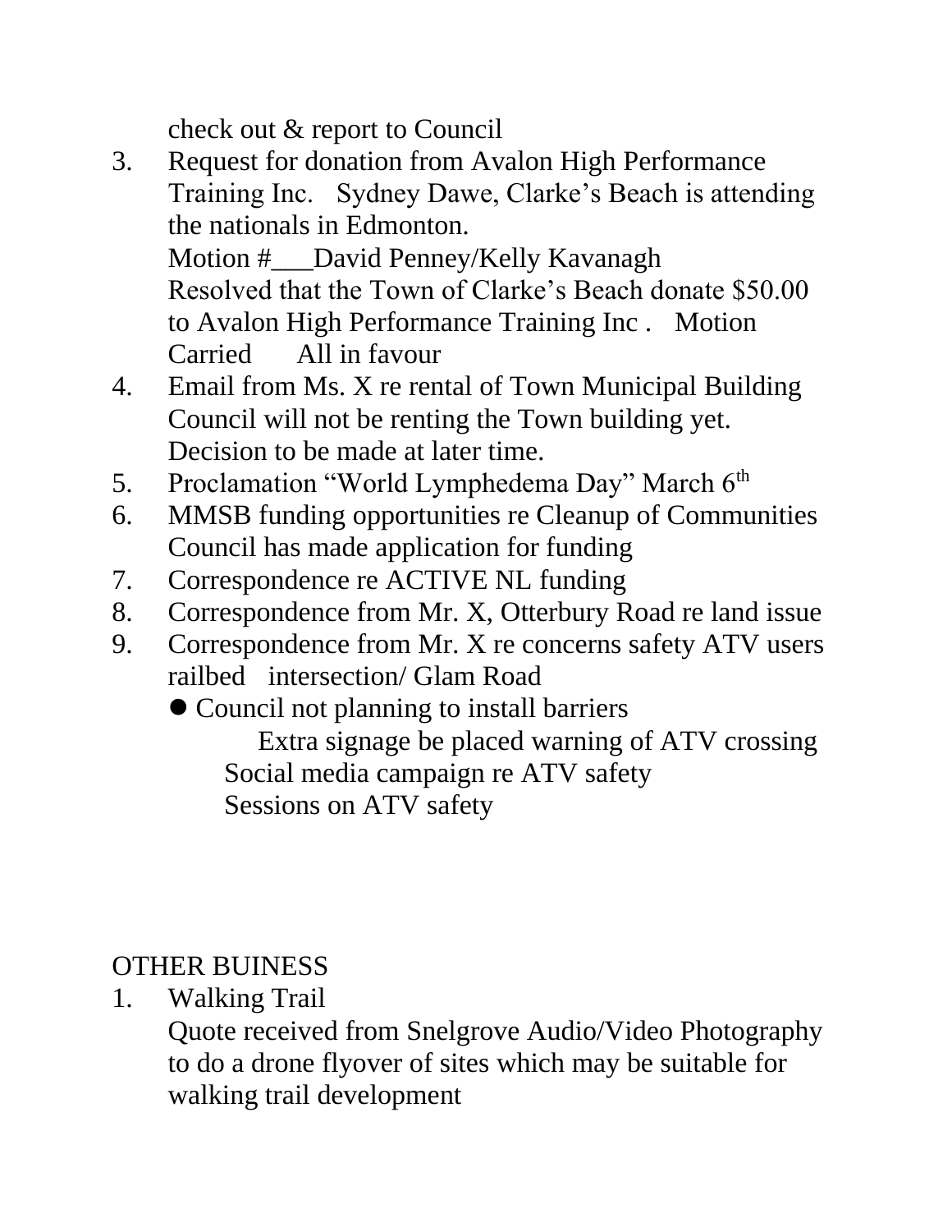check out & report to Council

3. Request for donation from Avalon High Performance Training Inc. Sydney Dawe, Clarke's Beach is attending the nationals in Edmonton.
   Motion #___David Penney/Kelly Kavanagh
   Resolved that the Town of Clarke's Beach donate $50.00 to Avalon High Performance Training Inc . Motion Carried All in favour
4. Email from Ms. X re rental of Town Municipal Building
   Council will not be renting the Town building yet. Decision to be made at later time.
5. Proclamation "World Lymphedema Day" March 6th
6. MMSB funding opportunities re Cleanup of Communities
   Council has made application for funding
7. Correspondence re ACTIVE NL funding
8. Correspondence from Mr. X, Otterbury Road re land issue
9. Correspondence from Mr. X re concerns safety ATV users railbed intersection/ Glam Road
   - Council not planning to install barriers
     Extra signage be placed warning of ATV crossing
     Social media campaign re ATV safety
     Sessions on ATV safety

OTHER BUINESS

1. Walking Trail
   Quote received from Snelgrove Audio/Video Photography to do a drone flyover of sites which may be suitable for walking trail development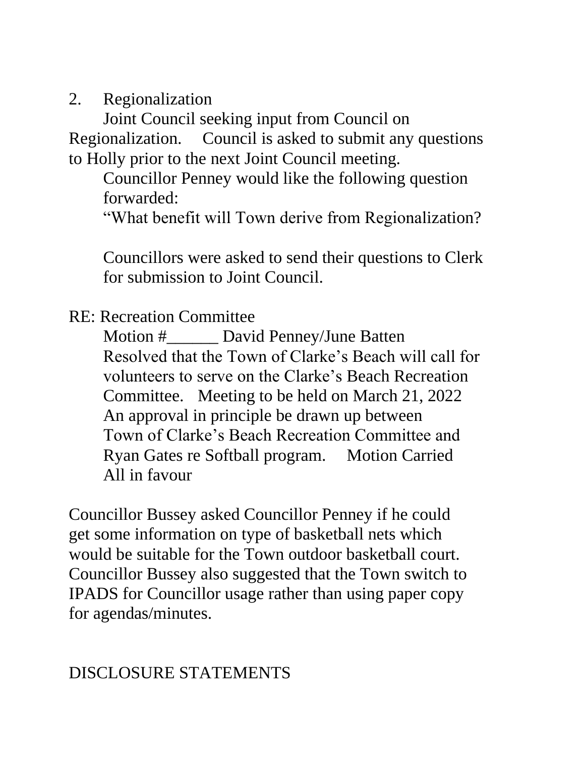2. Regionalization

Joint Council seeking input from Council on Regionalization. Council is asked to submit any questions to Holly prior to the next Joint Council meeting.

Councillor Penney would like the following question forwarded:

"What benefit will Town derive from Regionalization?

Councillors were asked to send their questions to Clerk for submission to Joint Council.

RE: Recreation Committee

Motion #______ David Penney/June Batten
Resolved that the Town of Clarke's Beach will call for volunteers to serve on the Clarke's Beach Recreation Committee. Meeting to be held on March 21, 2022
An approval in principle be drawn up between Town of Clarke's Beach Recreation Committee and Ryan Gates re Softball program. Motion Carried
All in favour

Councillor Bussey asked Councillor Penney if he could get some information on type of basketball nets which would be suitable for the Town outdoor basketball court. Councillor Bussey also suggested that the Town switch to IPADS for Councillor usage rather than using paper copy for agendas/minutes.

DISCLOSURE STATEMENTS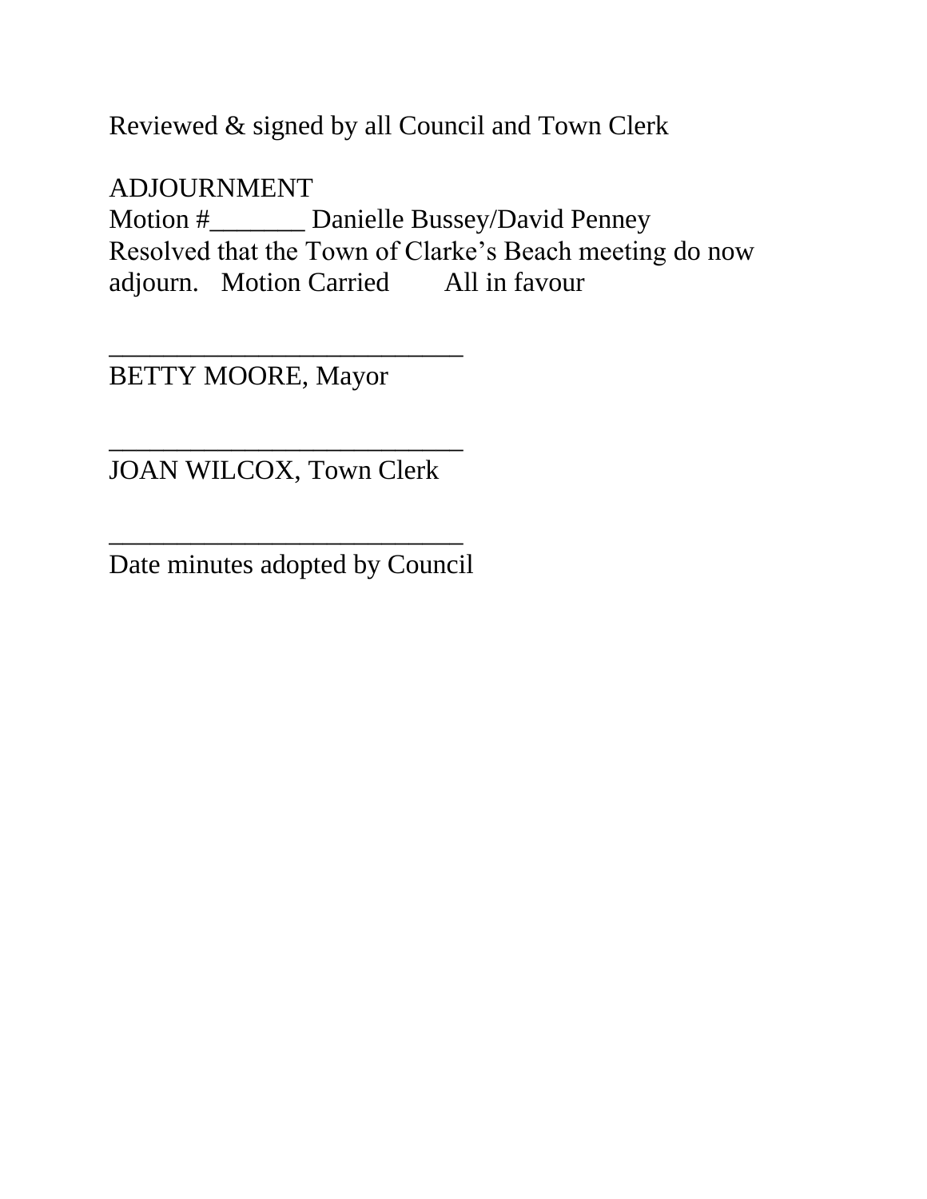Reviewed & signed by all Council and Town Clerk

ADJOURNMENT
Motion #_______ Danielle Bussey/David Penney
Resolved that the Town of Clarke's Beach meeting do now adjourn. Motion Carried All in favour

__________________________
BETTY MOORE, Mayor

__________________________
JOAN WILCOX, Town Clerk

__________________________
Date minutes adopted by Council